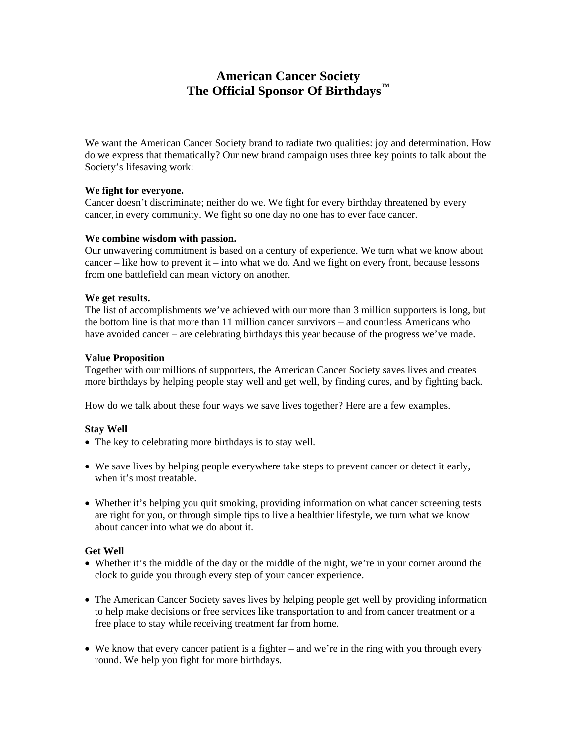# American Cancer Society
# The Official Sponsor Of Birthdays™

We want the American Cancer Society brand to radiate two qualities: joy and determination. How do we express that thematically? Our new brand campaign uses three key points to talk about the Society's lifesaving work:

**We fight for everyone.**
Cancer doesn't discriminate; neither do we. We fight for every birthday threatened by every cancer, in every community. We fight so one day no one has to ever face cancer.

**We combine wisdom with passion.**
Our unwavering commitment is based on a century of experience. We turn what we know about cancer – like how to prevent it – into what we do. And we fight on every front, because lessons from one battlefield can mean victory on another.

**We get results.**
The list of accomplishments we've achieved with our more than 3 million supporters is long, but the bottom line is that more than 11 million cancer survivors – and countless Americans who have avoided cancer – are celebrating birthdays this year because of the progress we've made.

**Value Proposition**
Together with our millions of supporters, the American Cancer Society saves lives and creates more birthdays by helping people stay well and get well, by finding cures, and by fighting back.

How do we talk about these four ways we save lives together? Here are a few examples.

**Stay Well**
- The key to celebrating more birthdays is to stay well.
- We save lives by helping people everywhere take steps to prevent cancer or detect it early, when it's most treatable.
- Whether it's helping you quit smoking, providing information on what cancer screening tests are right for you, or through simple tips to live a healthier lifestyle, we turn what we know about cancer into what we do about it.

**Get Well**
- Whether it's the middle of the day or the middle of the night, we're in your corner around the clock to guide you through every step of your cancer experience.
- The American Cancer Society saves lives by helping people get well by providing information to help make decisions or free services like transportation to and from cancer treatment or a free place to stay while receiving treatment far from home.
- We know that every cancer patient is a fighter – and we're in the ring with you through every round. We help you fight for more birthdays.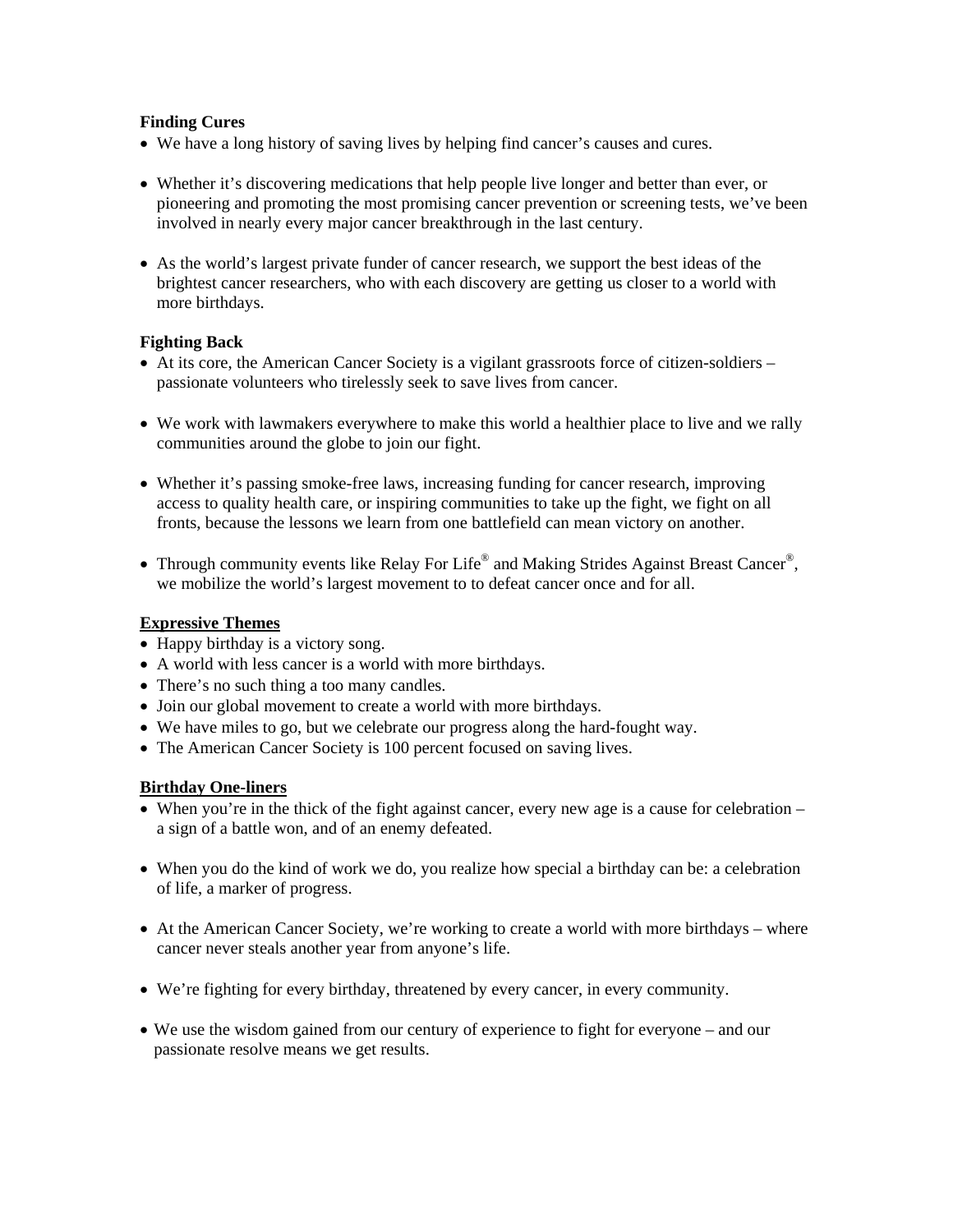**Finding Cures**

- We have a long history of saving lives by helping find cancer's causes and cures.
- Whether it's discovering medications that help people live longer and better than ever, or pioneering and promoting the most promising cancer prevention or screening tests, we've been involved in nearly every major cancer breakthrough in the last century.
- As the world's largest private funder of cancer research, we support the best ideas of the brightest cancer researchers, who with each discovery are getting us closer to a world with more birthdays.

**Fighting Back**

- At its core, the American Cancer Society is a vigilant grassroots force of citizen-soldiers – passionate volunteers who tirelessly seek to save lives from cancer.
- We work with lawmakers everywhere to make this world a healthier place to live and we rally communities around the globe to join our fight.
- Whether it's passing smoke-free laws, increasing funding for cancer research, improving access to quality health care, or inspiring communities to take up the fight, we fight on all fronts, because the lessons we learn from one battlefield can mean victory on another.
- Through community events like Relay For Life® and Making Strides Against Breast Cancer®, we mobilize the world's largest movement to to defeat cancer once and for all.

**Expressive Themes**

- Happy birthday is a victory song.
- A world with less cancer is a world with more birthdays.
- There's no such thing a too many candles.
- Join our global movement to create a world with more birthdays.
- We have miles to go, but we celebrate our progress along the hard-fought way.
- The American Cancer Society is 100 percent focused on saving lives.

**Birthday One-liners**

- When you're in the thick of the fight against cancer, every new age is a cause for celebration – a sign of a battle won, and of an enemy defeated.
- When you do the kind of work we do, you realize how special a birthday can be: a celebration of life, a marker of progress.
- At the American Cancer Society, we're working to create a world with more birthdays – where cancer never steals another year from anyone's life.
- We're fighting for every birthday, threatened by every cancer, in every community.
- We use the wisdom gained from our century of experience to fight for everyone – and our passionate resolve means we get results.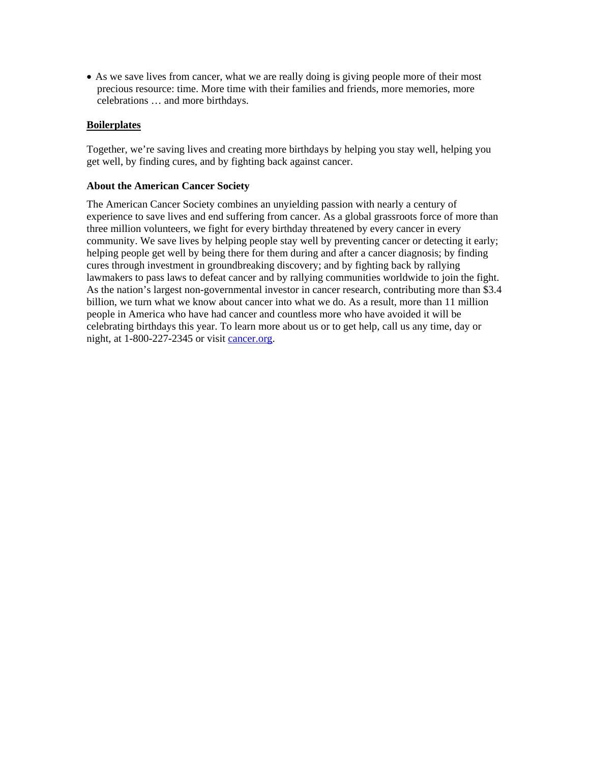- As we save lives from cancer, what we are really doing is giving people more of their most precious resource: time. More time with their families and friends, more memories, more celebrations … and more birthdays.

## Boilerplates

Together, we're saving lives and creating more birthdays by helping you stay well, helping you get well, by finding cures, and by fighting back against cancer.

### About the American Cancer Society

The American Cancer Society combines an unyielding passion with nearly a century of experience to save lives and end suffering from cancer. As a global grassroots force of more than three million volunteers, we fight for every birthday threatened by every cancer in every community. We save lives by helping people stay well by preventing cancer or detecting it early; helping people get well by being there for them during and after a cancer diagnosis; by finding cures through investment in groundbreaking discovery; and by fighting back by rallying lawmakers to pass laws to defeat cancer and by rallying communities worldwide to join the fight. As the nation's largest non-governmental investor in cancer research, contributing more than $3.4 billion, we turn what we know about cancer into what we do. As a result, more than 11 million people in America who have had cancer and countless more who have avoided it will be celebrating birthdays this year. To learn more about us or to get help, call us any time, day or night, at 1-800-227-2345 or visit cancer.org.